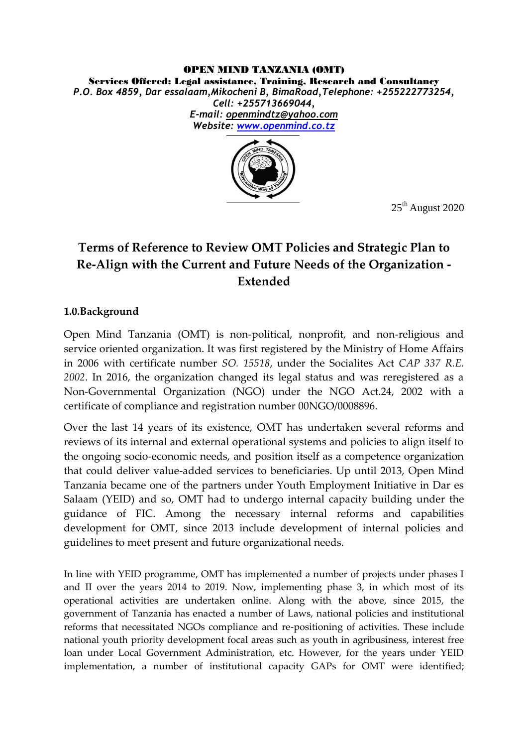**OPEN MIND TANZANIA (OMT)**

**Services Offered: Legal assistance, Training, Research and Consultancy**

*P.O. Box 4859, Dar essalaam,Mikocheni B, BimaRoad,Telephone: +255222773254, Cell: +255713669044,*

*E-mail: openmindtz@yahoo.com*

*Website: www.openmind.co.tz*

25th August 2020

# Terms of Reference to Review OMT Policies and Strategic Plan to Re-Align with the Current and Future Needs of the Organization - Extended

## 1.0.Background

Open Mind Tanzania (OMT) is non-political, nonprofit, and non-religious and service oriented organization. It was first registered by the Ministry of Home Affairs in 2006 with certificate number *SO. 15518*, under the Socialites Act *CAP 337 R.E. 2002*. In 2016, the organization changed its legal status and was reregistered as a Non-Governmental Organization (NGO) under the NGO Act.24, 2002 with a certificate of compliance and registration number 00NGO/0008896.

Over the last 14 years of its existence, OMT has undertaken several reforms and reviews of its internal and external operational systems and policies to align itself to the ongoing socio-economic needs, and position itself as a competence organization that could deliver value-added services to beneficiaries. Up until 2013, Open Mind Tanzania became one of the partners under Youth Employment Initiative in Dar es Salaam (YEID) and so, OMT had to undergo internal capacity building under the guidance of FIC. Among the necessary internal reforms and capabilities development for OMT, since 2013 include development of internal policies and guidelines to meet present and future organizational needs.

In line with YEID programme, OMT has implemented a number of projects under phases I and II over the years 2014 to 2019. Now, implementing phase 3, in which most of its operational activities are undertaken online. Along with the above, since 2015, the government of Tanzania has enacted a number of Laws, national policies and institutional reforms that necessitated NGOs compliance and re-positioning of activities. These include national youth priority development focal areas such as youth in agribusiness, interest free loan under Local Government Administration, etc. However, for the years under YEID implementation, a number of institutional capacity GAPs for OMT were identified;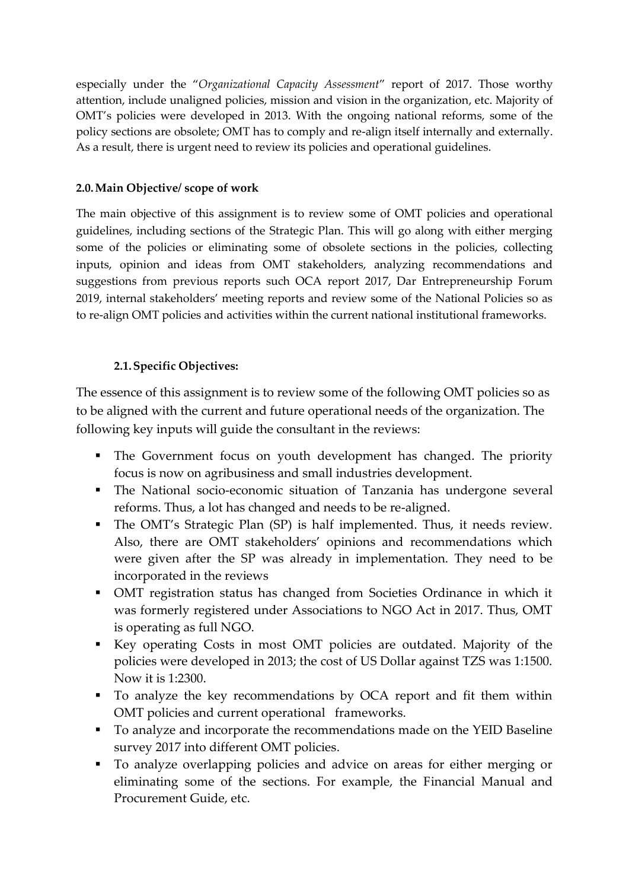especially under the "*Organizational Capacity Assessment*" report of 2017. Those worthy attention, include unaligned policies, mission and vision in the organization, etc. Majority of OMT's policies were developed in 2013. With the ongoing national reforms, some of the policy sections are obsolete; OMT has to comply and re-align itself internally and externally. As a result, there is urgent need to review its policies and operational guidelines.

## 2.0. Main Objective/ scope of work

The main objective of this assignment is to review some of OMT policies and operational guidelines, including sections of the Strategic Plan. This will go along with either merging some of the policies or eliminating some of obsolete sections in the policies, collecting inputs, opinion and ideas from OMT stakeholders, analyzing recommendations and suggestions from previous reports such OCA report 2017, Dar Entrepreneurship Forum 2019, internal stakeholders' meeting reports and review some of the National Policies so as to re-align OMT policies and activities within the current national institutional frameworks.

### 2.1. Specific Objectives:

The essence of this assignment is to review some of the following OMT policies so as to be aligned with the current and future operational needs of the organization. The following key inputs will guide the consultant in the reviews:

- The Government focus on youth development has changed. The priority focus is now on agribusiness and small industries development.
- The National socio-economic situation of Tanzania has undergone several reforms. Thus, a lot has changed and needs to be re-aligned.
- The OMT's Strategic Plan (SP) is half implemented. Thus, it needs review. Also, there are OMT stakeholders' opinions and recommendations which were given after the SP was already in implementation. They need to be incorporated in the reviews
- OMT registration status has changed from Societies Ordinance in which it was formerly registered under Associations to NGO Act in 2017. Thus, OMT is operating as full NGO.
- Key operating Costs in most OMT policies are outdated. Majority of the policies were developed in 2013; the cost of US Dollar against TZS was 1:1500. Now it is 1:2300.
- To analyze the key recommendations by OCA report and fit them within OMT policies and current operational frameworks.
- To analyze and incorporate the recommendations made on the YEID Baseline survey 2017 into different OMT policies.
- To analyze overlapping policies and advice on areas for either merging or eliminating some of the sections. For example, the Financial Manual and Procurement Guide, etc.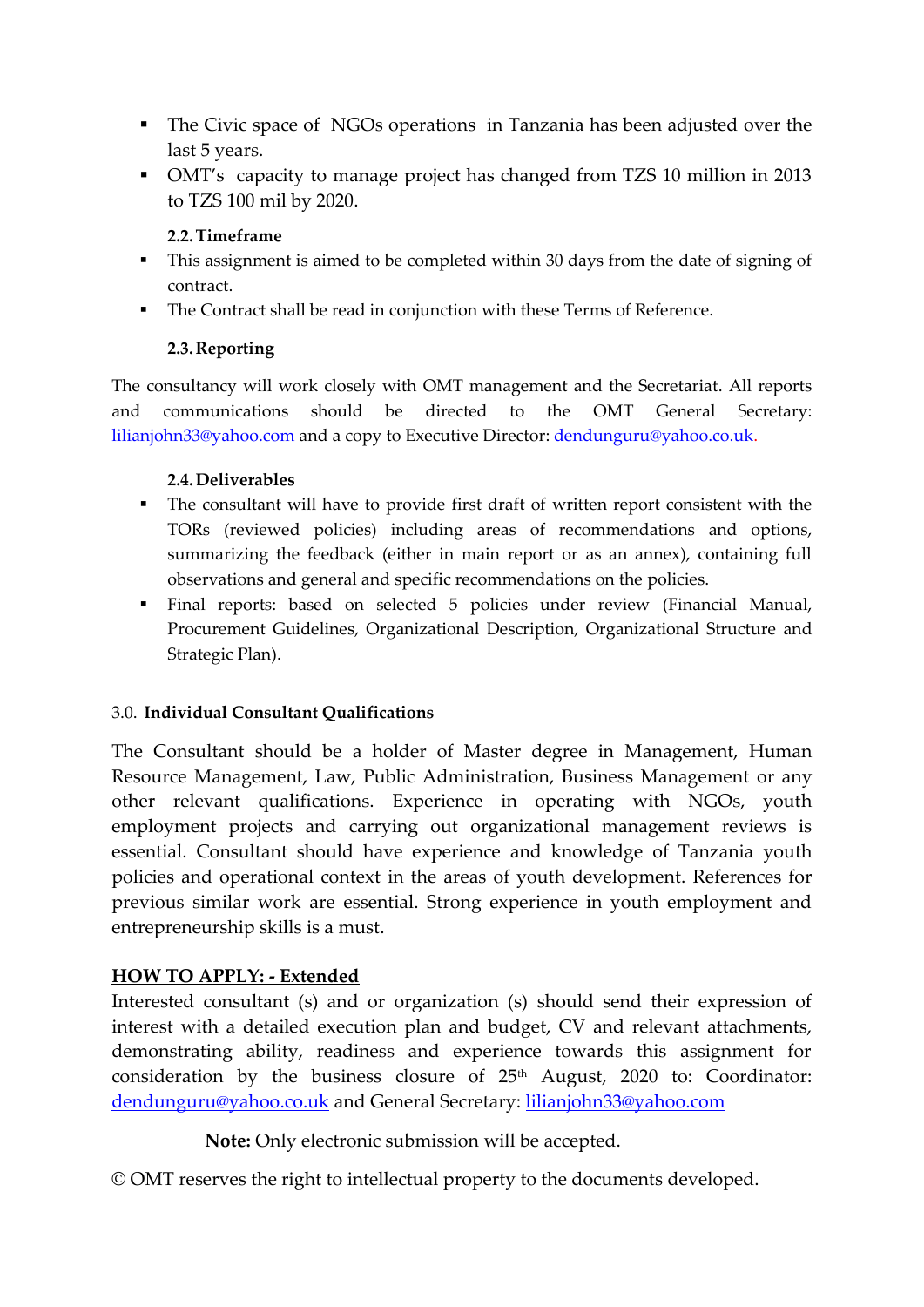- The Civic space of NGOs operations in Tanzania has been adjusted over the last 5 years.
- OMT's capacity to manage project has changed from TZS 10 million in 2013 to TZS 100 mil by 2020.

### 2.2. Timeframe

- This assignment is aimed to be completed within 30 days from the date of signing of contract.
- The Contract shall be read in conjunction with these Terms of Reference.

### 2.3. Reporting

The consultancy will work closely with OMT management and the Secretariat. All reports and communications should be directed to the OMT General Secretary: lilianjohn33@yahoo.com and a copy to Executive Director: dendunguru@yahoo.co.uk.

### 2.4. Deliverables

- The consultant will have to provide first draft of written report consistent with the TORs (reviewed policies) including areas of recommendations and options, summarizing the feedback (either in main report or as an annex), containing full observations and general and specific recommendations on the policies.
- Final reports: based on selected 5 policies under review (Financial Manual, Procurement Guidelines, Organizational Description, Organizational Structure and Strategic Plan).

## 3.0. Individual Consultant Qualifications

The Consultant should be a holder of Master degree in Management, Human Resource Management, Law, Public Administration, Business Management or any other relevant qualifications. Experience in operating with NGOs, youth employment projects and carrying out organizational management reviews is essential. Consultant should have experience and knowledge of Tanzania youth policies and operational context in the areas of youth development. References for previous similar work are essential. Strong experience in youth employment and entrepreneurship skills is a must.

## HOW TO APPLY: - Extended

Interested consultant (s) and or organization (s) should send their expression of interest with a detailed execution plan and budget, CV and relevant attachments, demonstrating ability, readiness and experience towards this assignment for consideration by the business closure of 25th August, 2020 to: Coordinator: dendunguru@yahoo.co.uk and General Secretary: lilianjohn33@yahoo.com

**Note:** Only electronic submission will be accepted.

© OMT reserves the right to intellectual property to the documents developed.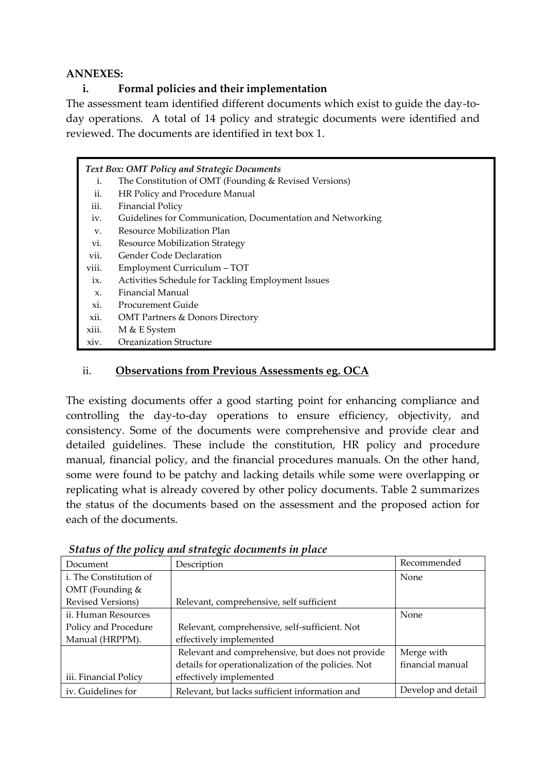**ANNEXES:**

### i. Formal policies and their implementation

The assessment team identified different documents which exist to guide the day-to-day operations. A total of 14 policy and strategic documents were identified and reviewed. The documents are identified in text box 1.

*Text Box: OMT Policy and Strategic Documents*

- i. The Constitution of OMT (Founding & Revised Versions)
- ii. HR Policy and Procedure Manual
- iii. Financial Policy
- iv. Guidelines for Communication, Documentation and Networking
- v. Resource Mobilization Plan
- vi. Resource Mobilization Strategy
- vii. Gender Code Declaration
- viii. Employment Curriculum – TOT
- ix. Activities Schedule for Tackling Employment Issues
- x. Financial Manual
- xi. Procurement Guide
- xii. OMT Partners & Donors Directory
- xiii. M & E System
- xiv. Organization Structure

### ii. Observations from Previous Assessments eg. OCA

The existing documents offer a good starting point for enhancing compliance and controlling the day-to-day operations to ensure efficiency, objectivity, and consistency. Some of the documents were comprehensive and provide clear and detailed guidelines. These include the constitution, HR policy and procedure manual, financial policy, and the financial procedures manuals. On the other hand, some were found to be patchy and lacking details while some were overlapping or replicating what is already covered by other policy documents. Table 2 summarizes the status of the documents based on the assessment and the proposed action for each of the documents.

*Status of the policy and strategic documents in place*

| Document | Description | Recommended |
|---|---|---|
| i. The Constitution of OMT (Founding & Revised Versions) | Relevant, comprehensive, self sufficient | None |
| ii. Human Resources Policy and Procedure Manual (HRPPM). | Relevant, comprehensive, self-sufficient. Not effectively implemented | None |
| iii. Financial Policy | Relevant and comprehensive, but does not provide details for operationalization of the policies. Not effectively implemented | Merge with financial manual |
| iv. Guidelines for | Relevant, but lacks sufficient information and | Develop and detail |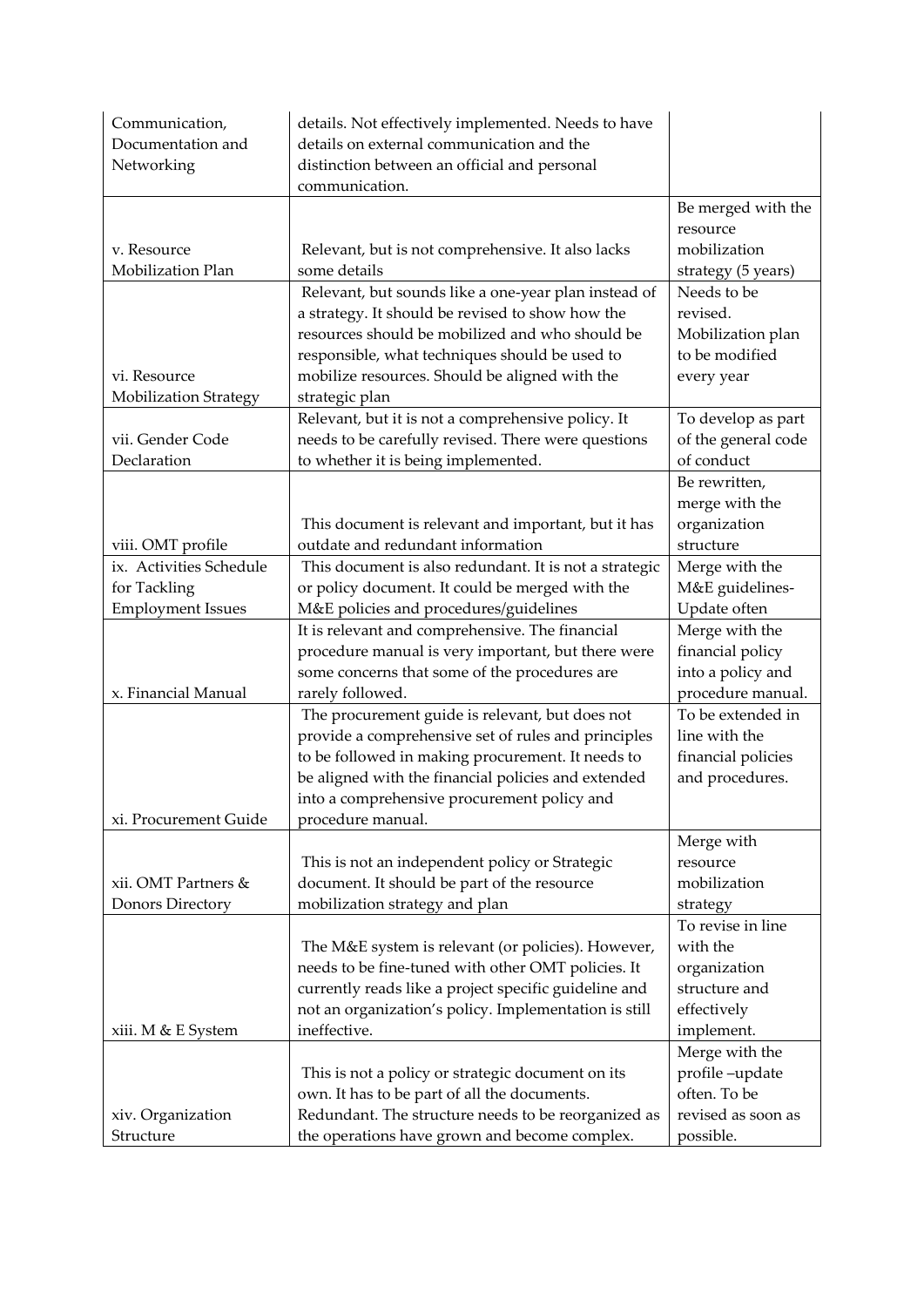| | | |
|---|---|---|
| Communication, Documentation and Networking | details. Not effectively implemented. Needs to have details on external communication and the distinction between an official and personal communication. | |
| v. Resource Mobilization Plan | Relevant, but is not comprehensive. It also lacks some details | Be merged with the resource mobilization strategy (5 years) |
| vi. Resource Mobilization Strategy | Relevant, but sounds like a one-year plan instead of a strategy. It should be revised to show how the resources should be mobilized and who should be responsible, what techniques should be used to mobilize resources. Should be aligned with the strategic plan | Needs to be revised. Mobilization plan to be modified every year |
| vii. Gender Code Declaration | Relevant, but it is not a comprehensive policy. It needs to be carefully revised. There were questions to whether it is being implemented. | To develop as part of the general code of conduct |
| viii. OMT profile | This document is relevant and important, but it has outdate and redundant information | Be rewritten, merge with the organization structure |
| ix. Activities Schedule for Tackling Employment Issues | This document is also redundant. It is not a strategic or policy document. It could be merged with the M&E policies and procedures/guidelines | Merge with the M&E guidelines-Update often |
| x. Financial Manual | It is relevant and comprehensive. The financial procedure manual is very important, but there were some concerns that some of the procedures are rarely followed. | Merge with the financial policy into a policy and procedure manual. |
| xi. Procurement Guide | The procurement guide is relevant, but does not provide a comprehensive set of rules and principles to be followed in making procurement. It needs to be aligned with the financial policies and extended into a comprehensive procurement policy and procedure manual. | To be extended in line with the financial policies and procedures. |
| xii. OMT Partners & Donors Directory | This is not an independent policy or Strategic document. It should be part of the resource mobilization strategy and plan | Merge with resource mobilization strategy |
| xiii. M & E System | The M&E system is relevant (or policies). However, needs to be fine-tuned with other OMT policies. It currently reads like a project specific guideline and not an organization's policy. Implementation is still ineffective. | To revise in line with the organization structure and effectively implement. |
| xiv. Organization Structure | This is not a policy or strategic document on its own. It has to be part of all the documents. Redundant. The structure needs to be reorganized as the operations have grown and become complex. | Merge with the profile –update often. To be revised as soon as possible. |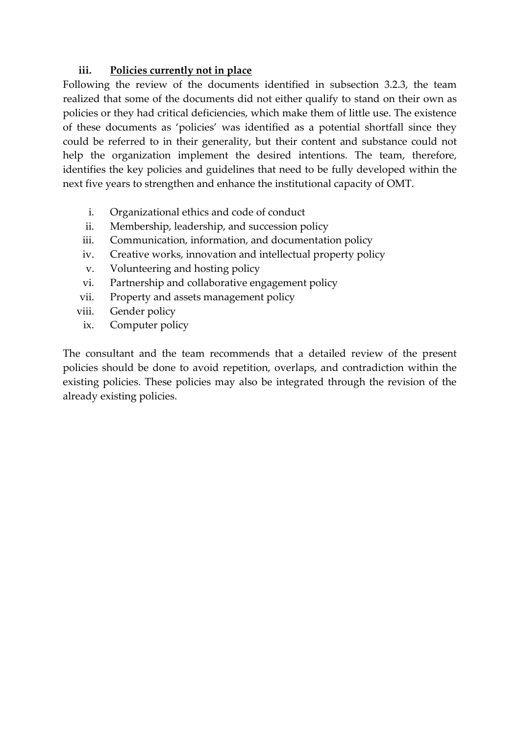### iii. Policies currently not in place

Following the review of the documents identified in subsection 3.2.3, the team realized that some of the documents did not either qualify to stand on their own as policies or they had critical deficiencies, which make them of little use. The existence of these documents as 'policies' was identified as a potential shortfall since they could be referred to in their generality, but their content and substance could not help the organization implement the desired intentions. The team, therefore, identifies the key policies and guidelines that need to be fully developed within the next five years to strengthen and enhance the institutional capacity of OMT.

i. Organizational ethics and code of conduct
ii. Membership, leadership, and succession policy
iii. Communication, information, and documentation policy
iv. Creative works, innovation and intellectual property policy
v. Volunteering and hosting policy
vi. Partnership and collaborative engagement policy
vii. Property and assets management policy
viii. Gender policy
ix. Computer policy

The consultant and the team recommends that a detailed review of the present policies should be done to avoid repetition, overlaps, and contradiction within the existing policies. These policies may also be integrated through the revision of the already existing policies.